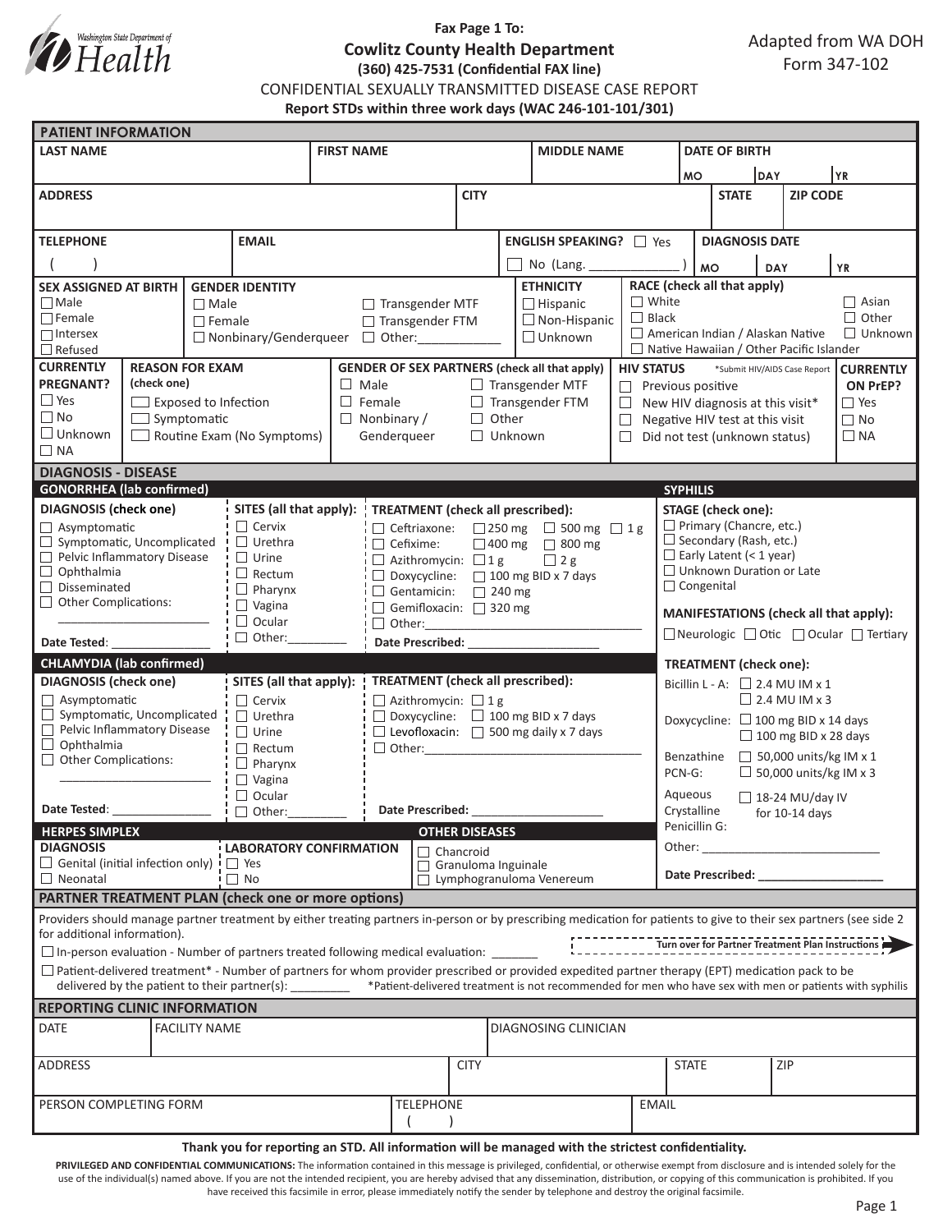Washington State Department of Health

**Fax Page 1 To:**

**Cowlitz County Health Department**

**(360) 425-7531 (Confidential FAX line)**

Adapted from WA DOH Form 347-102

# CONFIDENTIAL SEXUALLY TRANSMITTED DISEASE CASE REPORT

**Report STDs within three work days (WAC 246-101-101/301)**

## PATIENT INFORMATION

| LAST NAME | FIRST NAME | MIDDLE NAME | DATE OF BIRTH MO / DAY / YR |
|---|---|---|---|
| | | | |

| ADDRESS | CITY | STATE | ZIP CODE |
|---|---|---|---|
| | | | |

| TELEPHONE | EMAIL | ENGLISH SPEAKING? | DIAGNOSIS DATE |
|---|---|---|---|
| ( ) | | ☐ Yes ☐ No (Lang. ____________ ) | MO / DAY / YR |

**SEX ASSIGNED AT BIRTH**
- ☐ Male
- ☐ Female
- ☐ Intersex
- ☐ Refused

**GENDER IDENTITY**
- ☐ Male
- ☐ Female
- ☐ Nonbinary/Genderqueer
- ☐ Transgender MTF
- ☐ Transgender FTM
- ☐ Other:___________

**ETHNICITY**
- ☐ Hispanic
- ☐ Non-Hispanic
- ☐ Unknown

**RACE (check all that apply)**
- ☐ White
- ☐ Black
- ☐ American Indian / Alaskan Native
- ☐ Native Hawaiian / Other Pacific Islander
- ☐ Asian
- ☐ Other
- ☐ Unknown

**CURRENTLY PREGNANT?**
- ☐ Yes
- ☐ No
- ☐ Unknown
- ☐ NA

**REASON FOR EXAM (check one)**
- ☐ Exposed to Infection
- ☐ Symptomatic
- ☐ Routine Exam (No Symptoms)

**GENDER OF SEX PARTNERS (check all that apply)**
- ☐ Male
- ☐ Female
- ☐ Nonbinary / Genderqueer
- ☐ Transgender MTF
- ☐ Transgender FTM
- ☐ Other
- ☐ Unknown

**HIV STATUS** *Submit HIV/AIDS Case Report
- ☐ Previous positive
- ☐ New HIV diagnosis at this visit*
- ☐ Negative HIV test at this visit
- ☐ Did not test (unknown status)

**CURRENTLY ON PrEP?**
- ☐ Yes
- ☐ No
- ☐ NA

## DIAGNOSIS - DISEASE

### GONORRHEA (lab confirmed)

**DIAGNOSIS (check one)**
- ☐ Asymptomatic
- ☐ Symptomatic, Uncomplicated
- ☐ Pelvic Inflammatory Disease
- ☐ Ophthalmia
- ☐ Disseminated
- ☐ Other Complications: ______________________

Date Tested: _______________

**SITES (all that apply):**
- ☐ Cervix
- ☐ Urethra
- ☐ Urine
- ☐ Rectum
- ☐ Pharynx
- ☐ Vagina
- ☐ Ocular
- ☐ Other:________

**TREATMENT (check all prescribed):**
- ☐ Ceftriaxone: ☐ 250 mg ☐ 500 mg ☐ 1 g
- ☐ Cefixime: ☐ 400 mg ☐ 800 mg
- ☐ Azithromycin: ☐ 1 g ☐ 2 g
- ☐ Doxycycline: ☐ 100 mg BID x 7 days
- ☐ Gentamicin: ☐ 240 mg
- ☐ Gemifloxacin: ☐ 320 mg
- ☐ Other:_________________________________

Date Prescribed: ____________________

### CHLAMYDIA (lab confirmed)

**DIAGNOSIS (check one)**
- ☐ Asymptomatic
- ☐ Symptomatic, Uncomplicated
- ☐ Pelvic Inflammatory Disease
- ☐ Ophthalmia
- ☐ Other Complications: ______________________

Date Tested: _______________

**SITES (all that apply):**
- ☐ Cervix
- ☐ Urethra
- ☐ Urine
- ☐ Rectum
- ☐ Pharynx
- ☐ Vagina
- ☐ Ocular
- ☐ Other:________

**TREATMENT (check all prescribed):**
- ☐ Azithromycin: ☐ 1 g
- ☐ Doxycycline: ☐ 100 mg BID x 7 days
- ☐ Levofloxacin: ☐ 500 mg daily x 7 days
- ☐ Other:_________________________________

Date Prescribed: ____________________

### HERPES SIMPLEX

**DIAGNOSIS**
- ☐ Genital (initial infection only)
- ☐ Neonatal

**LABORATORY CONFIRMATION**
- ☐ Yes
- ☐ No

### OTHER DISEASES
- ☐ Chancroid
- ☐ Granuloma Inguinale
- ☐ Lymphogranuloma Venereum

### SYPHILIS

**STAGE (check one):**
- ☐ Primary (Chancre, etc.)
- ☐ Secondary (Rash, etc.)
- ☐ Early Latent (< 1 year)
- ☐ Unknown Duration or Late
- ☐ Congenital

**MANIFESTATIONS (check all that apply):**
☐ Neurologic ☐ Otic ☐ Ocular ☐ Tertiary

**TREATMENT (check one):**
- Bicillin L - A: ☐ 2.4 MU IM x 1 ☐ 2.4 MU IM x 3
- Doxycycline: ☐ 100 mg BID x 14 days ☐ 100 mg BID x 28 days
- Benzathine PCN-G: ☐ 50,000 units/kg IM x 1 ☐ 50,000 units/kg IM x 3
- Aqueous Crystalline Penicillin G: ☐ 18-24 MU/day IV for 10-14 days
- Other: ___________________________

**Date Prescribed:** ___________________

## PARTNER TREATMENT PLAN (check one or more options)

Providers should manage partner treatment by either treating partners in-person or by prescribing medication for patients to give to their sex partners (see side 2 for additional information).

**Turn over for Partner Treatment Plan Instructions**

☐ In-person evaluation - Number of partners treated following medical evaluation: _______

☐ Patient-delivered treatment* - Number of partners for whom provider prescribed or provided expedited partner therapy (EPT) medication pack to be delivered by the patient to their partner(s): ________ *Patient-delivered treatment is not recommended for men who have sex with men or patients with syphilis

## REPORTING CLINIC INFORMATION

| DATE | FACILITY NAME | DIAGNOSING CLINICIAN |
|---|---|---|
| | | |

| ADDRESS | CITY | STATE | ZIP |
|---|---|---|---|
| | | | |

| PERSON COMPLETING FORM | TELEPHONE | EMAIL |
|---|---|---|
| | ( ) | |

**Thank you for reporting an STD. All information will be managed with the strictest confidentiality.**

**PRIVILEGED AND CONFIDENTIAL COMMUNICATIONS:** The information contained in this message is privileged, confidential, or otherwise exempt from disclosure and is intended solely for the use of the individual(s) named above. If you are not the intended recipient, you are hereby advised that any dissemination, distribution, or copying of this communication is prohibited. If you have received this facsimile in error, please immediately notify the sender by telephone and destroy the original facsimile.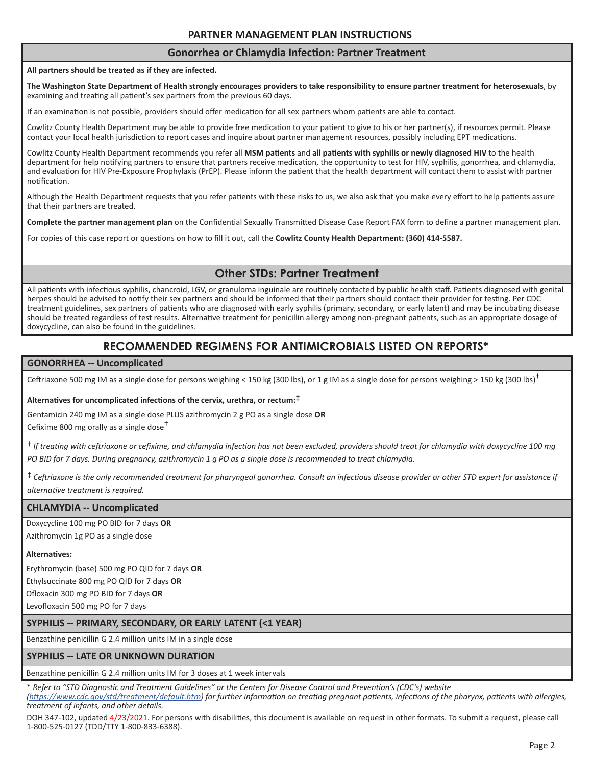# PARTNER MANAGEMENT PLAN INSTRUCTIONS

## Gonorrhea or Chlamydia Infection: Partner Treatment

**All partners should be treated as if they are infected.**

**The Washington State Department of Health strongly encourages providers to take responsibility to ensure partner treatment for heterosexuals**, by examining and treating all patient's sex partners from the previous 60 days.

If an examination is not possible, providers should offer medication for all sex partners whom patients are able to contact.

Cowlitz County Health Department may be able to provide free medication to your patient to give to his or her partner(s), if resources permit. Please contact your local health jurisdiction to report cases and inquire about partner management resources, possibly including EPT medications.

Cowlitz County Health Department recommends you refer all **MSM patients** and **all patients with syphilis or newly diagnosed HIV** to the health department for help notifying partners to ensure that partners receive medication, the opportunity to test for HIV, syphilis, gonorrhea, and chlamydia, and evaluation for HIV Pre-Exposure Prophylaxis (PrEP). Please inform the patient that the health department will contact them to assist with partner notification.

Although the Health Department requests that you refer patients with these risks to us, we also ask that you make every effort to help patients assure that their partners are treated.

**Complete the partner management plan** on the Confidential Sexually Transmitted Disease Case Report FAX form to define a partner management plan.

For copies of this case report or questions on how to fill it out, call the **Cowlitz County Health Department: (360) 414-5587.**

## Other STDs: Partner Treatment

All patients with infectious syphilis, chancroid, LGV, or granuloma inguinale are routinely contacted by public health staff. Patients diagnosed with genital herpes should be advised to notify their sex partners and should be informed that their partners should contact their provider for testing. Per CDC treatment guidelines, sex partners of patients who are diagnosed with early syphilis (primary, secondary, or early latent) and may be incubating disease should be treated regardless of test results. Alternative treatment for penicillin allergy among non-pregnant patients, such as an appropriate dosage of doxycycline, can also be found in the guidelines.

## RECOMMENDED REGIMENS FOR ANTIMICROBIALS LISTED ON REPORTS*

### GONORRHEA -- Uncomplicated

Ceftriaxone 500 mg IM as a single dose for persons weighing < 150 kg (300 lbs), or 1 g IM as a single dose for persons weighing > 150 kg (300 lbs)†

**Alternatives for uncomplicated infections of the cervix, urethra, or rectum:‡**

Gentamicin 240 mg IM as a single dose PLUS azithromycin 2 g PO as a single dose **OR**

Cefixime 800 mg orally as a single dose†

† *If treating with ceftriaxone or cefixime, and chlamydia infection has not been excluded, providers should treat for chlamydia with doxycycline 100 mg PO BID for 7 days. During pregnancy, azithromycin 1 g PO as a single dose is recommended to treat chlamydia.*

‡ *Ceftriaxone is the only recommended treatment for pharyngeal gonorrhea. Consult an infectious disease provider or other STD expert for assistance if alternative treatment is required.*

### CHLAMYDIA -- Uncomplicated

Doxycycline 100 mg PO BID for 7 days **OR**

Azithromycin 1g PO as a single dose

**Alternatives:**

Erythromycin (base) 500 mg PO QID for 7 days **OR**

Ethylsuccinate 800 mg PO QID for 7 days **OR**

Ofloxacin 300 mg PO BID for 7 days **OR**

Levofloxacin 500 mg PO for 7 days

### SYPHILIS -- PRIMARY, SECONDARY, OR EARLY LATENT (<1 YEAR)

Benzathine penicillin G 2.4 million units IM in a single dose

### SYPHILIS -- LATE OR UNKNOWN DURATION

Benzathine penicillin G 2.4 million units IM for 3 doses at 1 week intervals

\* *Refer to "STD Diagnostic and Treatment Guidelines" or the Centers for Disease Control and Prevention's (CDC's) website ([https://www.cdc.gov/std/treatment/default.htm](https://www.cdc.gov/std/treatment/default.htm)) for further information on treating pregnant patients, infections of the pharynx, patients with allergies, treatment of infants, and other details.*

DOH 347-102, updated 4/23/2021. For persons with disabilities, this document is available on request in other formats. To submit a request, please call 1-800-525-0127 (TDD/TTY 1-800-833-6388).